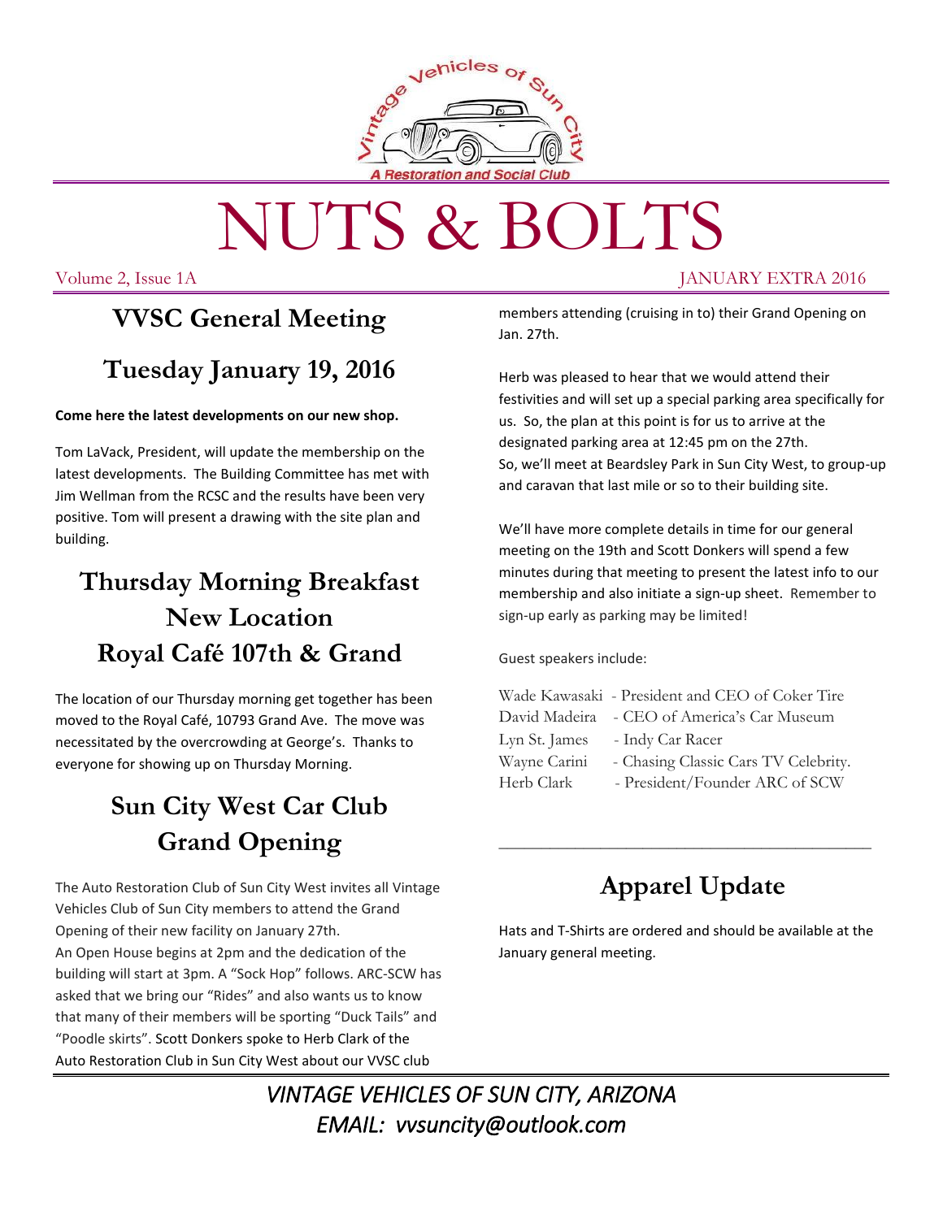A Restoration and Social Club

# NUTS & BOLTS

Volume 2, Issue 1A JANUARY EXTRA 2016

## VVSC General Meeting

## Tuesday January 19, 2016

**Come here the latest developments on our new shop.**

Tom LaVack, President, will update the membership on the latest developments. The Building Committee has met with Jim Wellman from the RCSC and the results have been very positive. Tom will present a drawing with the site plan and building.

## Thursday Morning Breakfast New Location Royal Café 107th & Grand

The location of our Thursday morning get together has been moved to the Royal Café, 10793 Grand Ave. The move was necessitated by the overcrowding at George's. Thanks to everyone for showing up on Thursday Morning.

## Sun City West Car Club Grand Opening

The Auto Restoration Club of Sun City West invites all Vintage Vehicles Club of Sun City members to attend the Grand Opening of their new facility on January 27th.
An Open House begins at 2pm and the dedication of the building will start at 3pm. A "Sock Hop" follows. ARC-SCW has asked that we bring our "Rides" and also wants us to know that many of their members will be sporting "Duck Tails" and "Poodle skirts". Scott Donkers spoke to Herb Clark of the Auto Restoration Club in Sun City West about our VVSC club members attending (cruising in to) their Grand Opening on Jan. 27th.

Herb was pleased to hear that we would attend their festivities and will set up a special parking area specifically for us. So, the plan at this point is for us to arrive at the designated parking area at 12:45 pm on the 27th.
So, we'll meet at Beardsley Park in Sun City West, to group-up and caravan that last mile or so to their building site.

We'll have more complete details in time for our general meeting on the 19th and Scott Donkers will spend a few minutes during that meeting to present the latest info to our membership and also initiate a sign-up sheet. Remember to sign-up early as parking may be limited!

Guest speakers include:

Wade Kawasaki - President and CEO of Coker Tire
David Madeira - CEO of America's Car Museum
Lyn St. James - Indy Car Racer
Wayne Carini - Chasing Classic Cars TV Celebrity.
Herb Clark - President/Founder ARC of SCW

---

## Apparel Update

Hats and T-Shirts are ordered and should be available at the January general meeting.

*VINTAGE VEHICLES OF SUN CITY, ARIZONA*
*EMAIL: vvsuncity@outlook.com*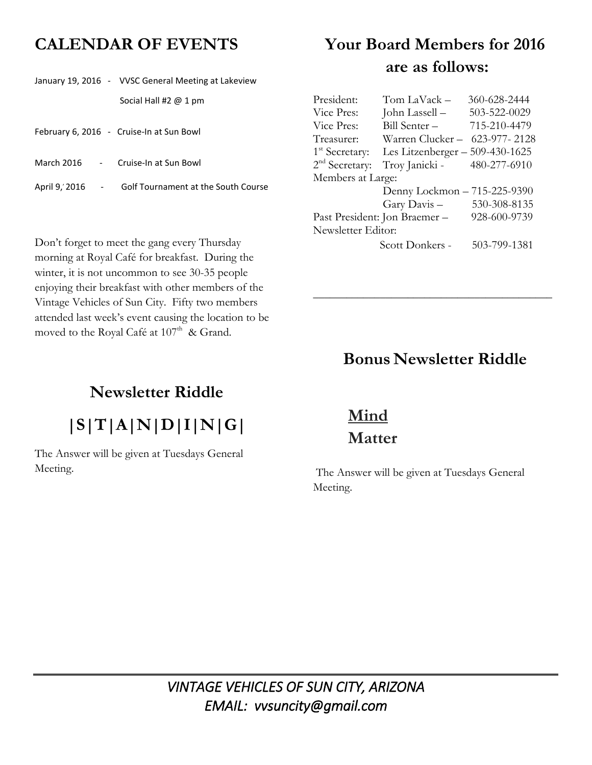## CALENDAR OF EVENTS

January 19, 2016 - VVSC General Meeting at Lakeview Social Hall #2 @ 1 pm

February 6, 2016 - Cruise-In at Sun Bowl

March 2016 - Cruise-In at Sun Bowl

April 9, 2016 - Golf Tournament at the South Course

Don't forget to meet the gang every Thursday morning at Royal Café for breakfast. During the winter, it is not uncommon to see 30-35 people enjoying their breakfast with other members of the Vintage Vehicles of Sun City. Fifty two members attended last week's event causing the location to be moved to the Royal Café at 107th & Grand.

## Newsletter Riddle

## |S|T|A|N|D|I|N|G|

The Answer will be given at Tuesdays General Meeting.

## Your Board Members for 2016 are as follows:

| | | |
|---|---|---|
| President: | Tom LaVack – | 360-628-2444 |
| Vice Pres: | John Lassell – | 503-522-0029 |
| Vice Pres: | Bill Senter – | 715-210-4479 |
| Treasurer: | Warren Clucker – | 623-977- 2128 |
| 1st Secretary: | Les Litzenberger – | 509-430-1625 |
| 2nd Secretary: | Troy Janicki - | 480-277-6910 |
| Members at Large: | | |
| | Denny Lockmon – | 715-225-9390 |
| | Gary Davis – | 530-308-8135 |
| Past President: | Jon Braemer – | 928-600-9739 |
| Newsletter Editor: | | |
| | Scott Donkers - | 503-799-1381 |

---

## Bonus Newsletter Riddle

**<u>Mind</u>**
**Matter**

The Answer will be given at Tuesdays General Meeting.

*VINTAGE VEHICLES OF SUN CITY, ARIZONA*
*EMAIL: vvsuncity@gmail.com*